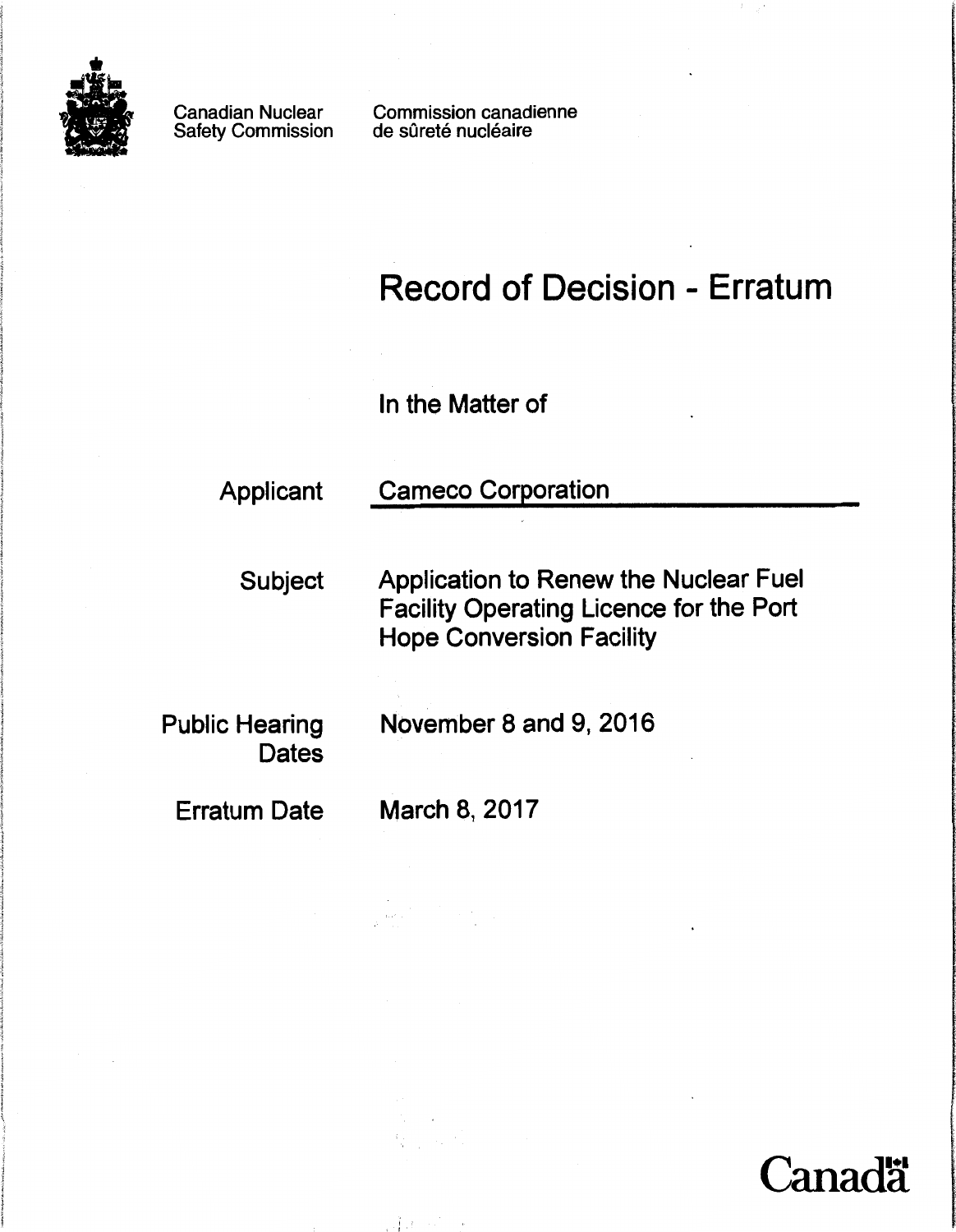Canadian Nuclear Safety Commission

Commission canadienne de sûreté nucléaire

# Record of Decision - Erratum

In the Matter of

| | |
|---|---|
| Applicant | Cameco Corporation |
| Subject | Application to Renew the Nuclear Fuel Facility Operating Licence for the Port Hope Conversion Facility |
| Public Hearing Dates | November 8 and 9, 2016 |
| Erratum Date | March 8, 2017 |

Canada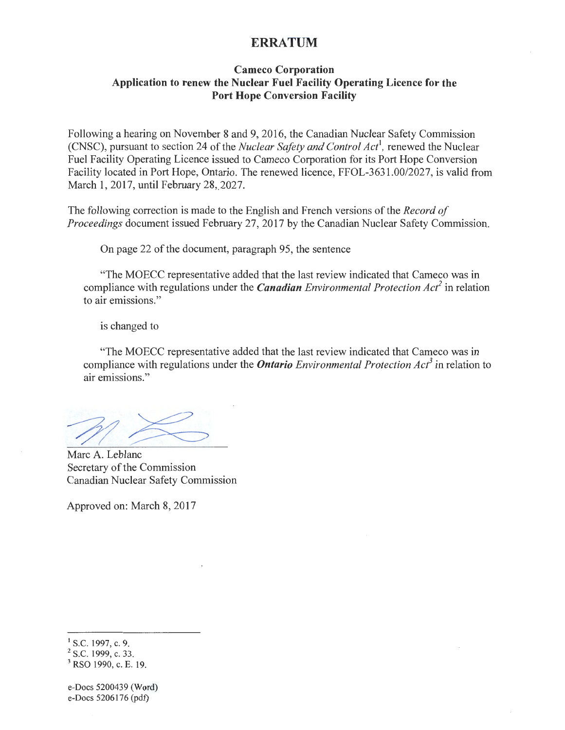# ERRATUM

## Cameco Corporation
## Application to renew the Nuclear Fuel Facility Operating Licence for the Port Hope Conversion Facility

Following a hearing on November 8 and 9, 2016, the Canadian Nuclear Safety Commission (CNSC), pursuant to section 24 of the *Nuclear Safety and Control Act*[1], renewed the Nuclear Fuel Facility Operating Licence issued to Cameco Corporation for its Port Hope Conversion Facility located in Port Hope, Ontario. The renewed licence, FFOL-3631.00/2027, is valid from March 1, 2017, until February 28, 2027.

The following correction is made to the English and French versions of the *Record of Proceedings* document issued February 27, 2017 by the Canadian Nuclear Safety Commission.

> On page 22 of the document, paragraph 95, the sentence
>
> "The MOECC representative added that the last review indicated that Cameco was in compliance with regulations under the ***Canadian*** *Environmental Protection Act*[2] in relation to air emissions."
>
> is changed to
>
> "The MOECC representative added that the last review indicated that Cameco was in compliance with regulations under the ***Ontario*** *Environmental Protection Act*[3] in relation to air emissions."

Marc A. Leblanc
Secretary of the Commission
Canadian Nuclear Safety Commission

Approved on: March 8, 2017

---

[1] S.C. 1997, c. 9.
[2] S.C. 1999, c. 33.
[3] RSO 1990, c. E. 19.

e-Docs 5200439 (Word)
e-Docs 5206176 (pdf)